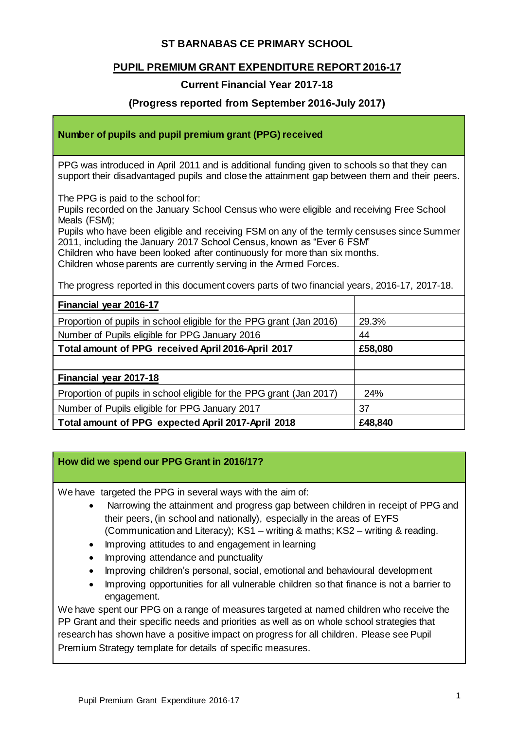# ST BARNABAS CE PRIMARY SCHOOL

## PUPIL PREMIUM GRANT EXPENDITURE REPORT 2016-17

### Current Financial Year 2017-18

### (Progress reported from September 2016-July 2017)

**Number of pupils and pupil premium grant (PPG) received**

PPG was introduced in April 2011 and is additional funding given to schools so that they can support their disadvantaged pupils and close the attainment gap between them and their peers.

The PPG is paid to the school for:
Pupils recorded on the January School Census who were eligible and receiving Free School Meals (FSM);
Pupils who have been eligible and receiving FSM on any of the termly censuses since Summer 2011, including the January 2017 School Census, known as "Ever 6 FSM"
Children who have been looked after continuously for more than six months.
Children whose parents are currently serving in the Armed Forces.

The progress reported in this document covers parts of two financial years, 2016-17, 2017-18.

| **Financial year 2016-17** | |
|---|---|
| Proportion of pupils in school eligible for the PPG grant (Jan 2016) | 29.3% |
| Number of Pupils eligible for PPG January 2016 | 44 |
| **Total amount of PPG received April 2016-April 2017** | **£58,080** |
| | |
| **Financial year 2017-18** | |
| Proportion of pupils in school eligible for the PPG grant (Jan 2017) | 24% |
| Number of Pupils eligible for PPG January 2017 | 37 |
| **Total amount of PPG expected April 2017-April 2018** | **£48,840** |

**How did we spend our PPG Grant in 2016/17?**

We have targeted the PPG in several ways with the aim of:

- Narrowing the attainment and progress gap between children in receipt of PPG and their peers, (in school and nationally), especially in the areas of EYFS (Communication and Literacy); KS1 – writing & maths; KS2 – writing & reading.
- Improving attitudes to and engagement in learning
- Improving attendance and punctuality
- Improving children's personal, social, emotional and behavioural development
- Improving opportunities for all vulnerable children so that finance is not a barrier to engagement.

We have spent our PPG on a range of measures targeted at named children who receive the PP Grant and their specific needs and priorities as well as on whole school strategies that research has shown have a positive impact on progress for all children. Please see Pupil Premium Strategy template for details of specific measures.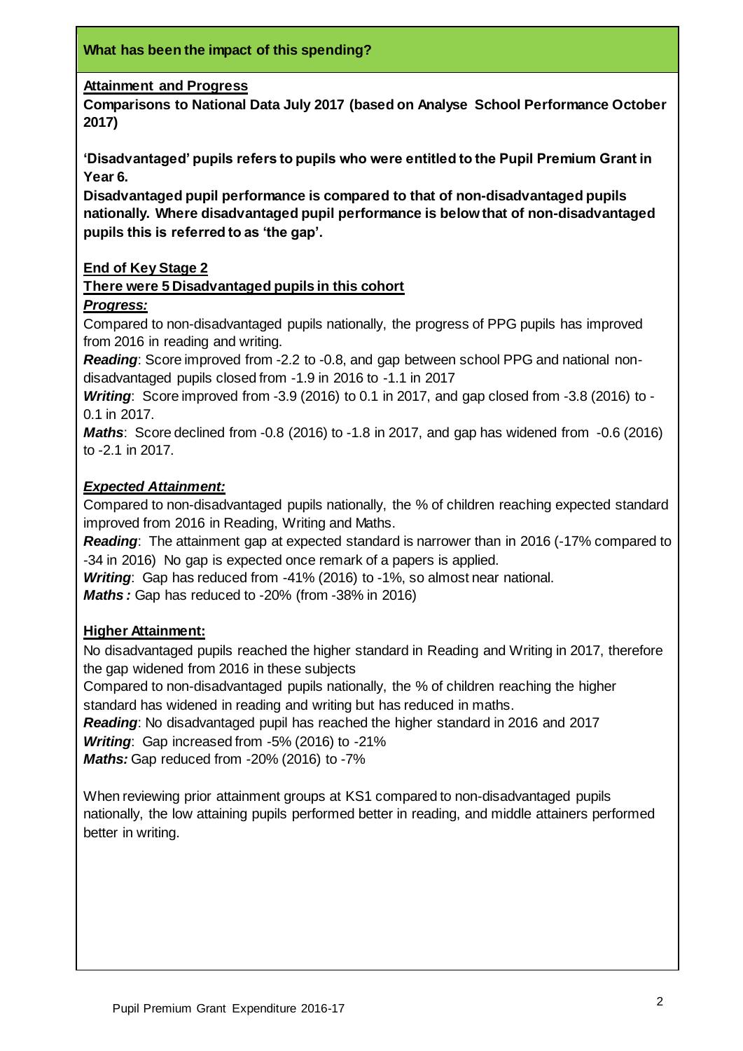## What has been the impact of this spending?

**Attainment and Progress**

**Comparisons to National Data July 2017 (based on Analyse School Performance October 2017)**

**'Disadvantaged' pupils refers to pupils who were entitled to the Pupil Premium Grant in Year 6.**

**Disadvantaged pupil performance is compared to that of non-disadvantaged pupils nationally. Where disadvantaged pupil performance is below that of non-disadvantaged pupils this is referred to as 'the gap'.**

**End of Key Stage 2**

**There were 5 Disadvantaged pupils in this cohort**

***Progress:***

Compared to non-disadvantaged pupils nationally, the progress of PPG pupils has improved from 2016 in reading and writing.

***Reading***: Score improved from -2.2 to -0.8, and gap between school PPG and national non-disadvantaged pupils closed from -1.9 in 2016 to -1.1 in 2017

***Writing***: Score improved from -3.9 (2016) to 0.1 in 2017, and gap closed from -3.8 (2016) to -0.1 in 2017.

***Maths***: Score declined from -0.8 (2016) to -1.8 in 2017, and gap has widened from -0.6 (2016) to -2.1 in 2017.

***Expected Attainment:***

Compared to non-disadvantaged pupils nationally, the % of children reaching expected standard improved from 2016 in Reading, Writing and Maths.

***Reading***: The attainment gap at expected standard is narrower than in 2016 (-17% compared to -34 in 2016) No gap is expected once remark of a papers is applied.

***Writing***: Gap has reduced from -41% (2016) to -1%, so almost near national.

***Maths :*** Gap has reduced to -20% (from -38% in 2016)

**Higher Attainment:**

No disadvantaged pupils reached the higher standard in Reading and Writing in 2017, therefore the gap widened from 2016 in these subjects

Compared to non-disadvantaged pupils nationally, the % of children reaching the higher standard has widened in reading and writing but has reduced in maths.

***Reading***: No disadvantaged pupil has reached the higher standard in 2016 and 2017

***Writing***: Gap increased from -5% (2016) to -21%

***Maths:*** Gap reduced from -20% (2016) to -7%

When reviewing prior attainment groups at KS1 compared to non-disadvantaged pupils nationally, the low attaining pupils performed better in reading, and middle attainers performed better in writing.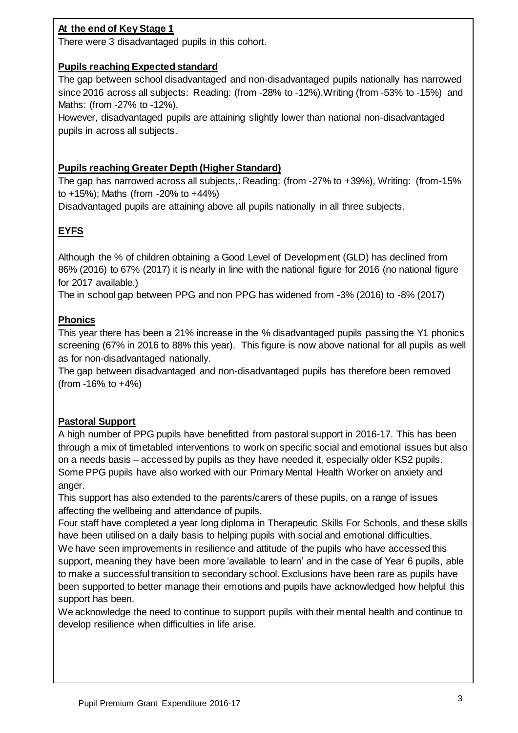**At the end of Key Stage 1**

There were 3 disadvantaged pupils in this cohort.

**Pupils reaching Expected standard**

The gap between school disadvantaged and non-disadvantaged pupils nationally has narrowed since 2016 across all subjects: Reading: (from -28% to -12%),Writing (from -53% to -15%) and Maths: (from -27% to -12%).

However, disadvantaged pupils are attaining slightly lower than national non-disadvantaged pupils in across all subjects.

**Pupils reaching Greater Depth (Higher Standard)**

The gap has narrowed across all subjects,: Reading: (from -27% to +39%), Writing: (from-15% to +15%); Maths (from -20% to +44%)

Disadvantaged pupils are attaining above all pupils nationally in all three subjects.

**EYFS**

Although the % of children obtaining a Good Level of Development (GLD) has declined from 86% (2016) to 67% (2017) it is nearly in line with the national figure for 2016 (no national figure for 2017 available.)

The in school gap between PPG and non PPG has widened from -3% (2016) to -8% (2017)

**Phonics**

This year there has been a 21% increase in the % disadvantaged pupils passing the Y1 phonics screening (67% in 2016 to 88% this year). This figure is now above national for all pupils as well as for non-disadvantaged nationally.

The gap between disadvantaged and non-disadvantaged pupils has therefore been removed (from -16% to +4%)

**Pastoral Support**

A high number of PPG pupils have benefitted from pastoral support in 2016-17. This has been through a mix of timetabled interventions to work on specific social and emotional issues but also on a needs basis – accessed by pupils as they have needed it, especially older KS2 pupils. Some PPG pupils have also worked with our Primary Mental Health Worker on anxiety and anger.

This support has also extended to the parents/carers of these pupils, on a range of issues affecting the wellbeing and attendance of pupils.

Four staff have completed a year long diploma in Therapeutic Skills For Schools, and these skills have been utilised on a daily basis to helping pupils with social and emotional difficulties.

We have seen improvements in resilience and attitude of the pupils who have accessed this support, meaning they have been more 'available to learn' and in the case of Year 6 pupils, able to make a successful transition to secondary school. Exclusions have been rare as pupils have been supported to better manage their emotions and pupils have acknowledged how helpful this support has been.

We acknowledge the need to continue to support pupils with their mental health and continue to develop resilience when difficulties in life arise.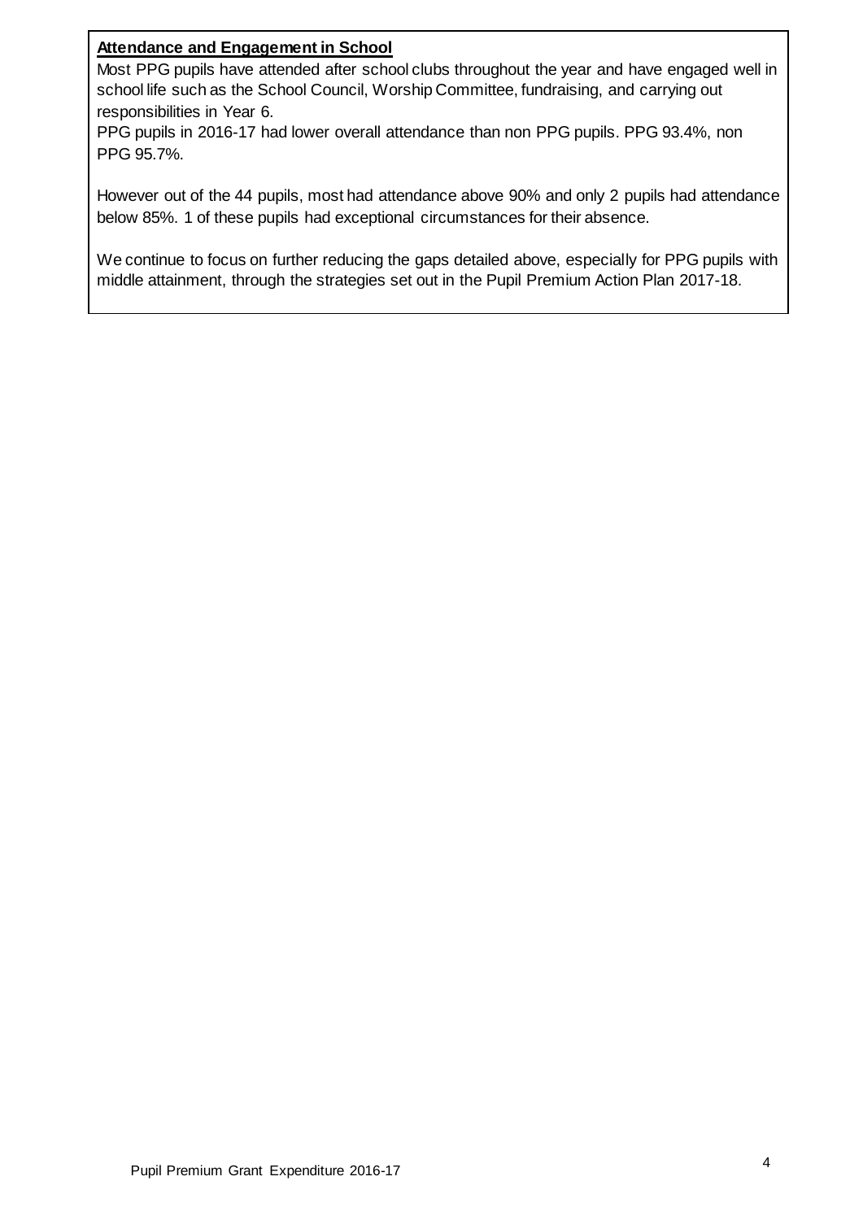**Attendance and Engagement in School**

Most PPG pupils have attended after school clubs throughout the year and have engaged well in school life such as the School Council, Worship Committee, fundraising, and carrying out responsibilities in Year 6.

PPG pupils in 2016-17 had lower overall attendance than non PPG pupils. PPG 93.4%, non PPG 95.7%.

However out of the 44 pupils, most had attendance above 90% and only 2 pupils had attendance below 85%. 1 of these pupils had exceptional circumstances for their absence.

We continue to focus on further reducing the gaps detailed above, especially for PPG pupils with middle attainment, through the strategies set out in the Pupil Premium Action Plan 2017-18.